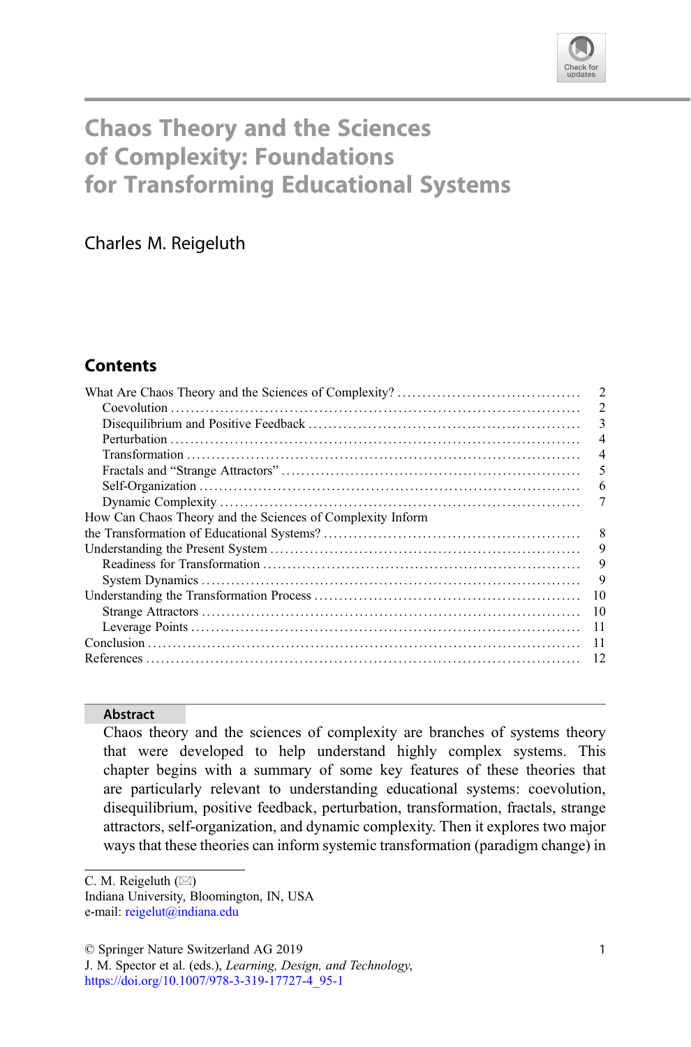# Chaos Theory and the Sciences of Complexity: Foundations for Transforming Educational Systems

Charles M. Reigeluth

## Contents

- What Are Chaos Theory and the Sciences of Complexity? ........ 2
  - Coevolution ........ 2
  - Disequilibrium and Positive Feedback ........ 3
  - Perturbation ........ 4
  - Transformation ........ 4
  - Fractals and "Strange Attractors" ........ 5
  - Self-Organization ........ 6
  - Dynamic Complexity ........ 7
- How Can Chaos Theory and the Sciences of Complexity Inform the Transformation of Educational Systems? ........ 8
- Understanding the Present System ........ 9
  - Readiness for Transformation ........ 9
  - System Dynamics ........ 9
- Understanding the Transformation Process ........ 10
  - Strange Attractors ........ 10
  - Leverage Points ........ 11
- Conclusion ........ 11
- References ........ 12

**Abstract**

Chaos theory and the sciences of complexity are branches of systems theory that were developed to help understand highly complex systems. This chapter begins with a summary of some key features of these theories that are particularly relevant to understanding educational systems: coevolution, disequilibrium, positive feedback, perturbation, transformation, fractals, strange attractors, self-organization, and dynamic complexity. Then it explores two major ways that these theories can inform systemic transformation (paradigm change) in

---

C. M. Reigeluth (✉)
Indiana University, Bloomington, IN, USA
e-mail: reigelut@indiana.edu

© Springer Nature Switzerland AG 2019
J. M. Spector et al. (eds.), *Learning, Design, and Technology*,
https://doi.org/10.1007/978-3-319-17727-4_95-1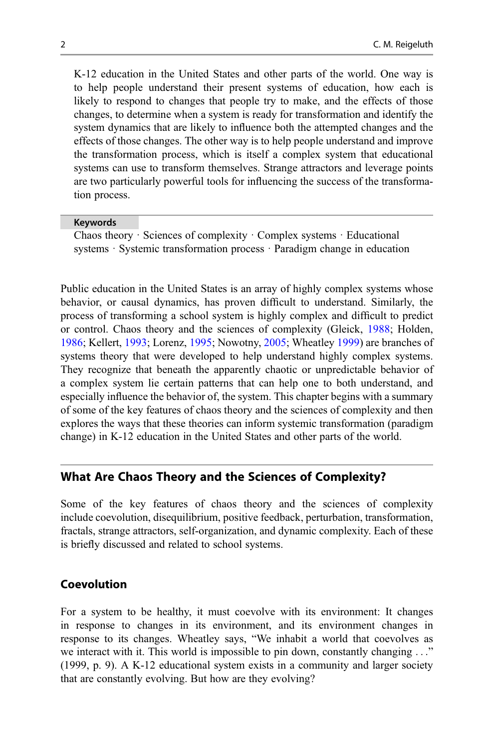K-12 education in the United States and other parts of the world. One way is to help people understand their present systems of education, how each is likely to respond to changes that people try to make, and the effects of those changes, to determine when a system is ready for transformation and identify the system dynamics that are likely to influence both the attempted changes and the effects of those changes. The other way is to help people understand and improve the transformation process, which is itself a complex system that educational systems can use to transform themselves. Strange attractors and leverage points are two particularly powerful tools for influencing the success of the transformation process.

**Keywords**

Chaos theory · Sciences of complexity · Complex systems · Educational systems · Systemic transformation process · Paradigm change in education

Public education in the United States is an array of highly complex systems whose behavior, or causal dynamics, has proven difficult to understand. Similarly, the process of transforming a school system is highly complex and difficult to predict or control. Chaos theory and the sciences of complexity (Gleick, 1988; Holden, 1986; Kellert, 1993; Lorenz, 1995; Nowotny, 2005; Wheatley 1999) are branches of systems theory that were developed to help understand highly complex systems. They recognize that beneath the apparently chaotic or unpredictable behavior of a complex system lie certain patterns that can help one to both understand, and especially influence the behavior of, the system. This chapter begins with a summary of some of the key features of chaos theory and the sciences of complexity and then explores the ways that these theories can inform systemic transformation (paradigm change) in K-12 education in the United States and other parts of the world.

## What Are Chaos Theory and the Sciences of Complexity?

Some of the key features of chaos theory and the sciences of complexity include coevolution, disequilibrium, positive feedback, perturbation, transformation, fractals, strange attractors, self-organization, and dynamic complexity. Each of these is briefly discussed and related to school systems.

### Coevolution

For a system to be healthy, it must coevolve with its environment: It changes in response to changes in its environment, and its environment changes in response to its changes. Wheatley says, "We inhabit a world that coevolves as we interact with it. This world is impossible to pin down, constantly changing . . ." (1999, p. 9). A K-12 educational system exists in a community and larger society that are constantly evolving. But how are they evolving?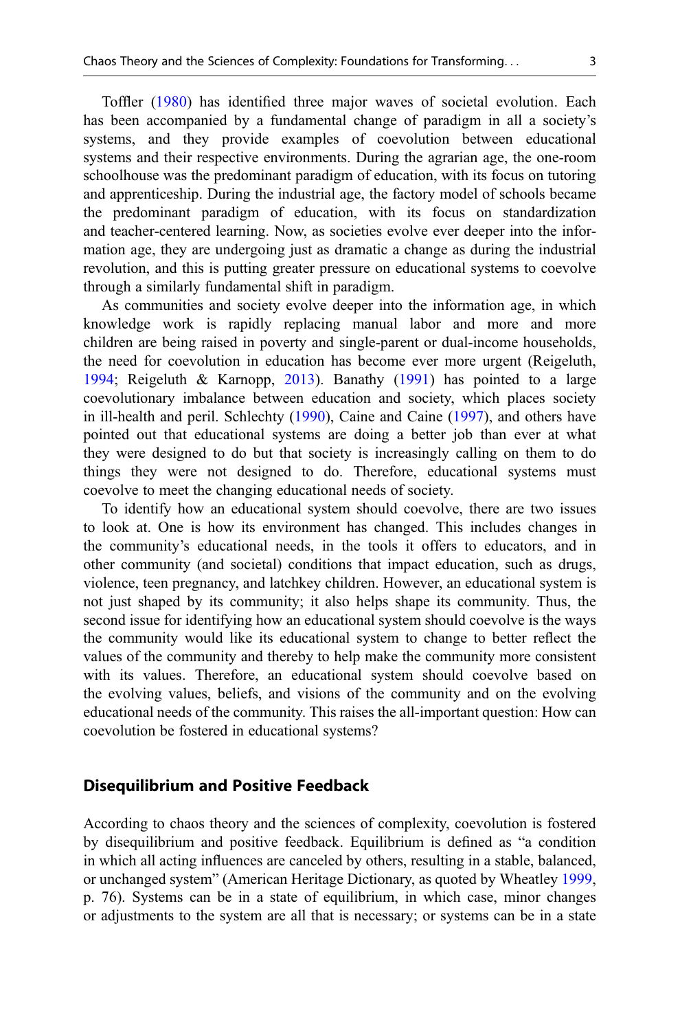Toffler (1980) has identified three major waves of societal evolution. Each has been accompanied by a fundamental change of paradigm in all a society's systems, and they provide examples of coevolution between educational systems and their respective environments. During the agrarian age, the one-room schoolhouse was the predominant paradigm of education, with its focus on tutoring and apprenticeship. During the industrial age, the factory model of schools became the predominant paradigm of education, with its focus on standardization and teacher-centered learning. Now, as societies evolve ever deeper into the information age, they are undergoing just as dramatic a change as during the industrial revolution, and this is putting greater pressure on educational systems to coevolve through a similarly fundamental shift in paradigm.

As communities and society evolve deeper into the information age, in which knowledge work is rapidly replacing manual labor and more and more children are being raised in poverty and single-parent or dual-income households, the need for coevolution in education has become ever more urgent (Reigeluth, 1994; Reigeluth & Karnopp, 2013). Banathy (1991) has pointed to a large coevolutionary imbalance between education and society, which places society in ill-health and peril. Schlechty (1990), Caine and Caine (1997), and others have pointed out that educational systems are doing a better job than ever at what they were designed to do but that society is increasingly calling on them to do things they were not designed to do. Therefore, educational systems must coevolve to meet the changing educational needs of society.

To identify how an educational system should coevolve, there are two issues to look at. One is how its environment has changed. This includes changes in the community's educational needs, in the tools it offers to educators, and in other community (and societal) conditions that impact education, such as drugs, violence, teen pregnancy, and latchkey children. However, an educational system is not just shaped by its community; it also helps shape its community. Thus, the second issue for identifying how an educational system should coevolve is the ways the community would like its educational system to change to better reflect the values of the community and thereby to help make the community more consistent with its values. Therefore, an educational system should coevolve based on the evolving values, beliefs, and visions of the community and on the evolving educational needs of the community. This raises the all-important question: How can coevolution be fostered in educational systems?

## Disequilibrium and Positive Feedback

According to chaos theory and the sciences of complexity, coevolution is fostered by disequilibrium and positive feedback. Equilibrium is defined as "a condition in which all acting influences are canceled by others, resulting in a stable, balanced, or unchanged system" (American Heritage Dictionary, as quoted by Wheatley 1999, p. 76). Systems can be in a state of equilibrium, in which case, minor changes or adjustments to the system are all that is necessary; or systems can be in a state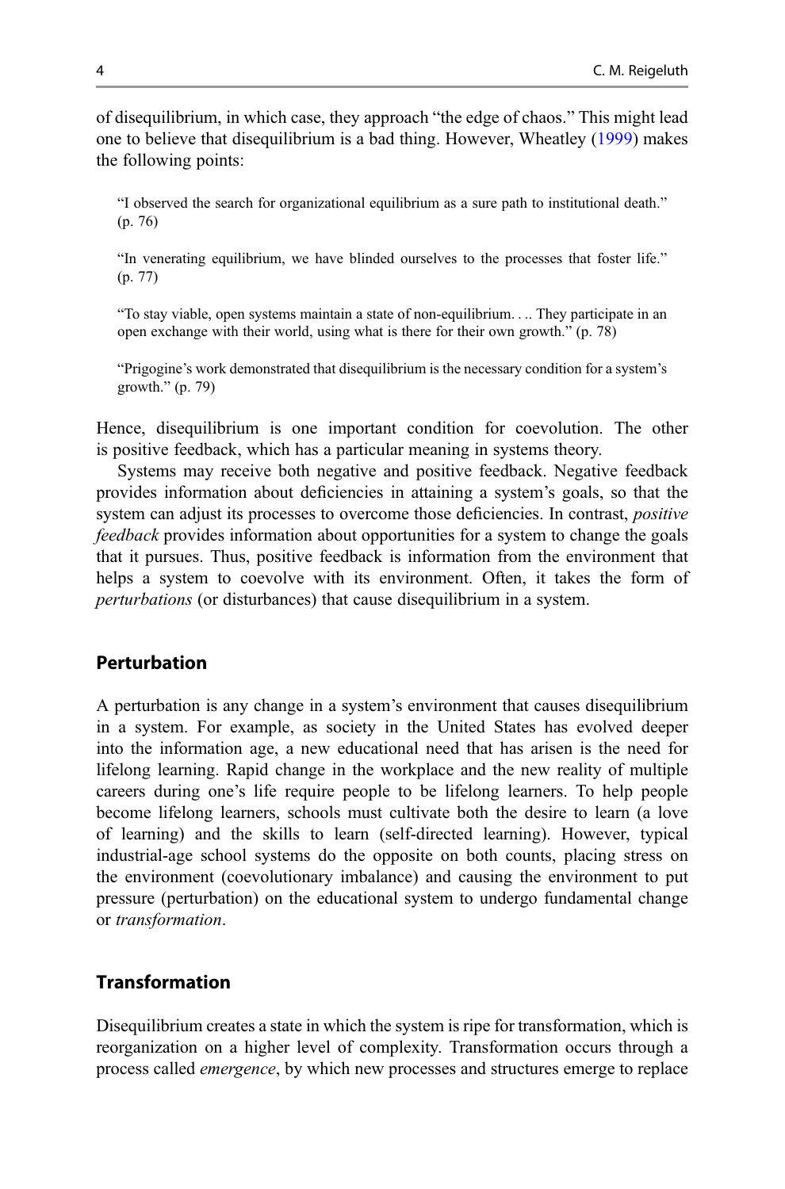of disequilibrium, in which case, they approach “the edge of chaos.” This might lead one to believe that disequilibrium is a bad thing. However, Wheatley (1999) makes the following points:

> “I observed the search for organizational equilibrium as a sure path to institutional death.” (p. 76)
>
> “In venerating equilibrium, we have blinded ourselves to the processes that foster life.” (p. 77)
>
> “To stay viable, open systems maintain a state of non-equilibrium. . .. They participate in an open exchange with their world, using what is there for their own growth.” (p. 78)
>
> “Prigogine’s work demonstrated that disequilibrium is the necessary condition for a system’s growth.” (p. 79)

Hence, disequilibrium is one important condition for coevolution. The other is positive feedback, which has a particular meaning in systems theory.

Systems may receive both negative and positive feedback. Negative feedback provides information about deficiencies in attaining a system’s goals, so that the system can adjust its processes to overcome those deficiencies. In contrast, *positive feedback* provides information about opportunities for a system to change the goals that it pursues. Thus, positive feedback is information from the environment that helps a system to coevolve with its environment. Often, it takes the form of *perturbations* (or disturbances) that cause disequilibrium in a system.

## Perturbation

A perturbation is any change in a system’s environment that causes disequilibrium in a system. For example, as society in the United States has evolved deeper into the information age, a new educational need that has arisen is the need for lifelong learning. Rapid change in the workplace and the new reality of multiple careers during one’s life require people to be lifelong learners. To help people become lifelong learners, schools must cultivate both the desire to learn (a love of learning) and the skills to learn (self-directed learning). However, typical industrial-age school systems do the opposite on both counts, placing stress on the environment (coevolutionary imbalance) and causing the environment to put pressure (perturbation) on the educational system to undergo fundamental change or *transformation*.

## Transformation

Disequilibrium creates a state in which the system is ripe for transformation, which is reorganization on a higher level of complexity. Transformation occurs through a process called *emergence*, by which new processes and structures emerge to replace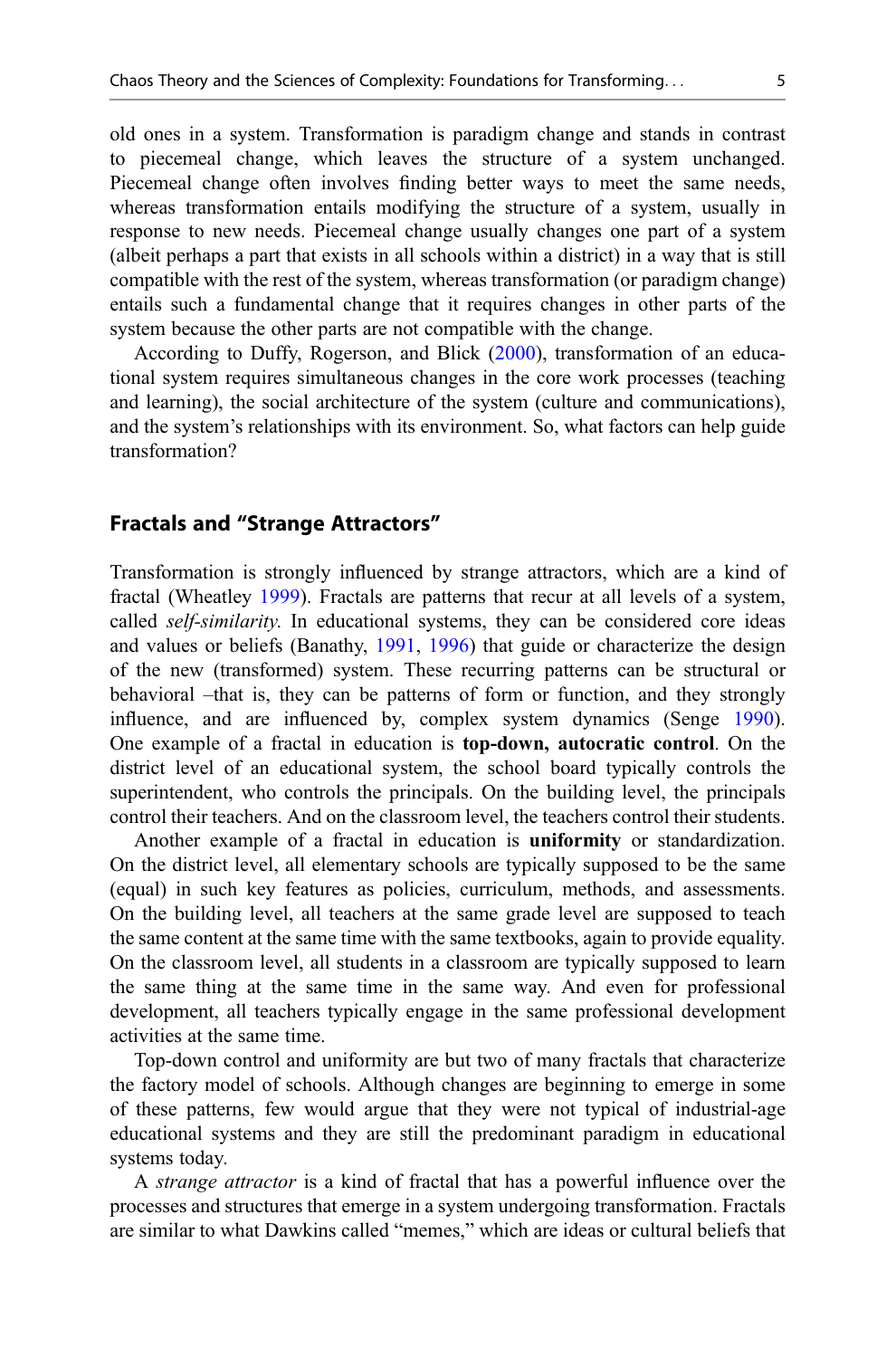old ones in a system. Transformation is paradigm change and stands in contrast to piecemeal change, which leaves the structure of a system unchanged. Piecemeal change often involves finding better ways to meet the same needs, whereas transformation entails modifying the structure of a system, usually in response to new needs. Piecemeal change usually changes one part of a system (albeit perhaps a part that exists in all schools within a district) in a way that is still compatible with the rest of the system, whereas transformation (or paradigm change) entails such a fundamental change that it requires changes in other parts of the system because the other parts are not compatible with the change.

According to Duffy, Rogerson, and Blick (2000), transformation of an educational system requires simultaneous changes in the core work processes (teaching and learning), the social architecture of the system (culture and communications), and the system's relationships with its environment. So, what factors can help guide transformation?

## Fractals and "Strange Attractors"

Transformation is strongly influenced by strange attractors, which are a kind of fractal (Wheatley 1999). Fractals are patterns that recur at all levels of a system, called *self-similarity.* In educational systems, they can be considered core ideas and values or beliefs (Banathy, 1991, 1996) that guide or characterize the design of the new (transformed) system. These recurring patterns can be structural or behavioral –that is, they can be patterns of form or function, and they strongly influence, and are influenced by, complex system dynamics (Senge 1990). One example of a fractal in education is **top-down, autocratic control**. On the district level of an educational system, the school board typically controls the superintendent, who controls the principals. On the building level, the principals control their teachers. And on the classroom level, the teachers control their students.

Another example of a fractal in education is **uniformity** or standardization. On the district level, all elementary schools are typically supposed to be the same (equal) in such key features as policies, curriculum, methods, and assessments. On the building level, all teachers at the same grade level are supposed to teach the same content at the same time with the same textbooks, again to provide equality. On the classroom level, all students in a classroom are typically supposed to learn the same thing at the same time in the same way. And even for professional development, all teachers typically engage in the same professional development activities at the same time.

Top-down control and uniformity are but two of many fractals that characterize the factory model of schools. Although changes are beginning to emerge in some of these patterns, few would argue that they were not typical of industrial-age educational systems and they are still the predominant paradigm in educational systems today.

A *strange attractor* is a kind of fractal that has a powerful influence over the processes and structures that emerge in a system undergoing transformation. Fractals are similar to what Dawkins called "memes," which are ideas or cultural beliefs that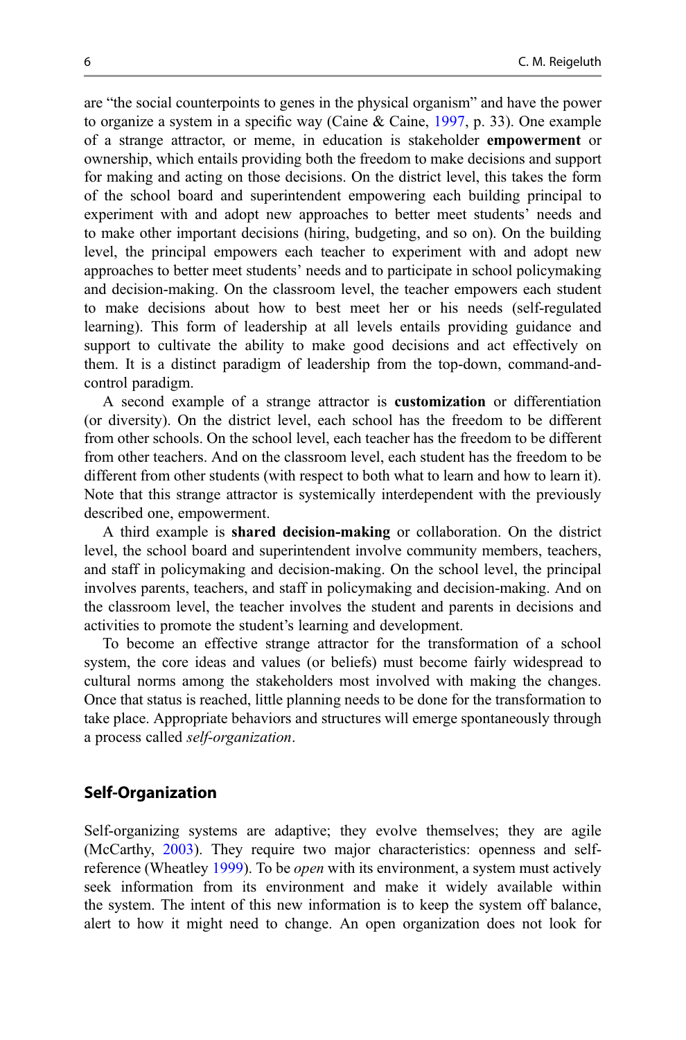are "the social counterpoints to genes in the physical organism" and have the power to organize a system in a specific way (Caine & Caine, 1997, p. 33). One example of a strange attractor, or meme, in education is stakeholder **empowerment** or ownership, which entails providing both the freedom to make decisions and support for making and acting on those decisions. On the district level, this takes the form of the school board and superintendent empowering each building principal to experiment with and adopt new approaches to better meet students' needs and to make other important decisions (hiring, budgeting, and so on). On the building level, the principal empowers each teacher to experiment with and adopt new approaches to better meet students' needs and to participate in school policymaking and decision-making. On the classroom level, the teacher empowers each student to make decisions about how to best meet her or his needs (self-regulated learning). This form of leadership at all levels entails providing guidance and support to cultivate the ability to make good decisions and act effectively on them. It is a distinct paradigm of leadership from the top-down, command-and-control paradigm.

A second example of a strange attractor is **customization** or differentiation (or diversity). On the district level, each school has the freedom to be different from other schools. On the school level, each teacher has the freedom to be different from other teachers. And on the classroom level, each student has the freedom to be different from other students (with respect to both what to learn and how to learn it). Note that this strange attractor is systemically interdependent with the previously described one, empowerment.

A third example is **shared decision-making** or collaboration. On the district level, the school board and superintendent involve community members, teachers, and staff in policymaking and decision-making. On the school level, the principal involves parents, teachers, and staff in policymaking and decision-making. And on the classroom level, the teacher involves the student and parents in decisions and activities to promote the student's learning and development.

To become an effective strange attractor for the transformation of a school system, the core ideas and values (or beliefs) must become fairly widespread to cultural norms among the stakeholders most involved with making the changes. Once that status is reached, little planning needs to be done for the transformation to take place. Appropriate behaviors and structures will emerge spontaneously through a process called *self-organization*.

## Self-Organization

Self-organizing systems are adaptive; they evolve themselves; they are agile (McCarthy, 2003). They require two major characteristics: openness and self-reference (Wheatley 1999). To be *open* with its environment, a system must actively seek information from its environment and make it widely available within the system. The intent of this new information is to keep the system off balance, alert to how it might need to change. An open organization does not look for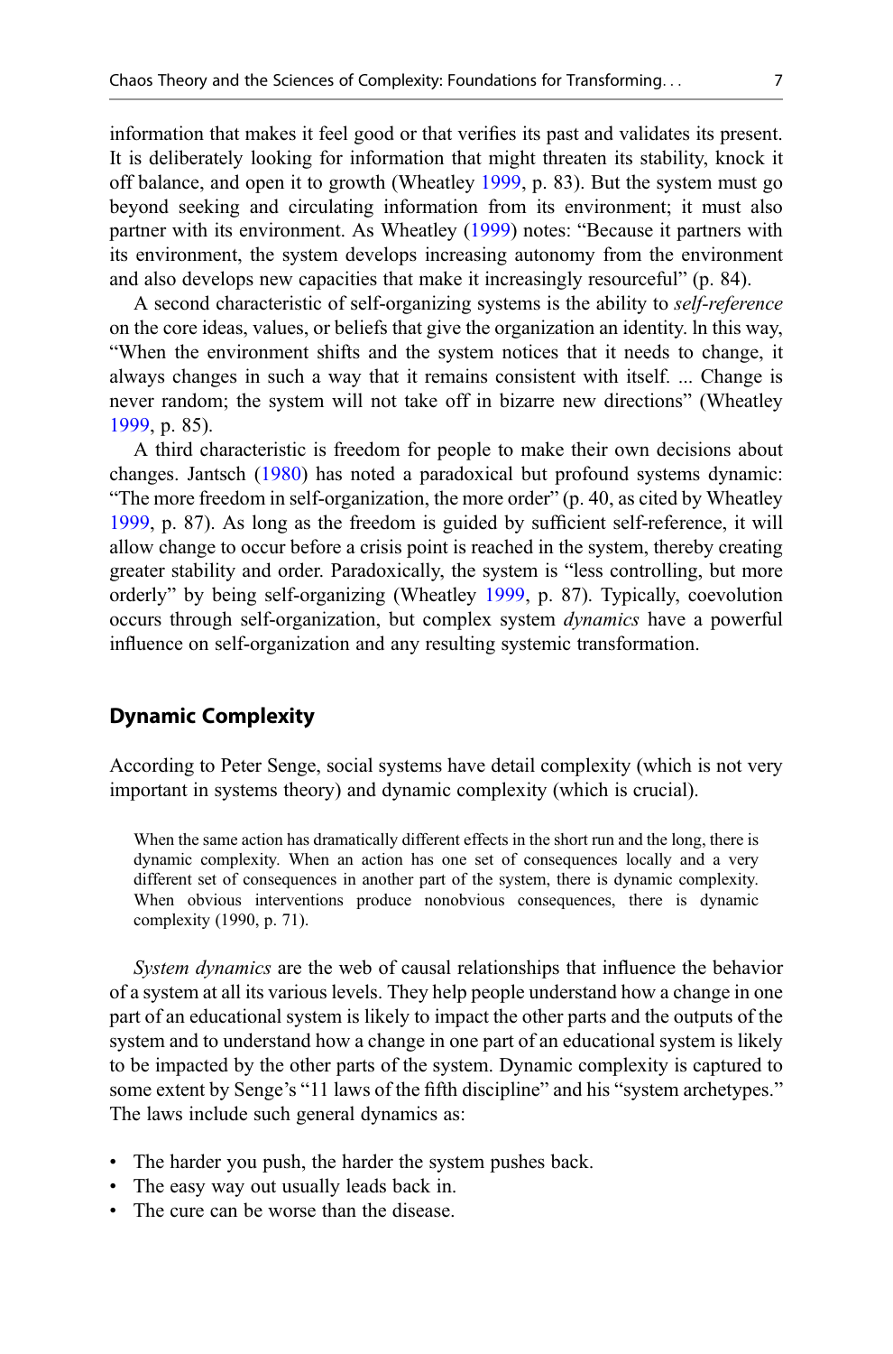information that makes it feel good or that verifies its past and validates its present. It is deliberately looking for information that might threaten its stability, knock it off balance, and open it to growth (Wheatley 1999, p. 83). But the system must go beyond seeking and circulating information from its environment; it must also partner with its environment. As Wheatley (1999) notes: "Because it partners with its environment, the system develops increasing autonomy from the environment and also develops new capacities that make it increasingly resourceful" (p. 84).

A second characteristic of self-organizing systems is the ability to *self-reference* on the core ideas, values, or beliefs that give the organization an identity. In this way, "When the environment shifts and the system notices that it needs to change, it always changes in such a way that it remains consistent with itself. ... Change is never random; the system will not take off in bizarre new directions" (Wheatley 1999, p. 85).

A third characteristic is freedom for people to make their own decisions about changes. Jantsch (1980) has noted a paradoxical but profound systems dynamic: "The more freedom in self-organization, the more order" (p. 40, as cited by Wheatley 1999, p. 87). As long as the freedom is guided by sufficient self-reference, it will allow change to occur before a crisis point is reached in the system, thereby creating greater stability and order. Paradoxically, the system is "less controlling, but more orderly" by being self-organizing (Wheatley 1999, p. 87). Typically, coevolution occurs through self-organization, but complex system *dynamics* have a powerful influence on self-organization and any resulting systemic transformation.

## Dynamic Complexity

According to Peter Senge, social systems have detail complexity (which is not very important in systems theory) and dynamic complexity (which is crucial).

> When the same action has dramatically different effects in the short run and the long, there is dynamic complexity. When an action has one set of consequences locally and a very different set of consequences in another part of the system, there is dynamic complexity. When obvious interventions produce nonobvious consequences, there is dynamic complexity (1990, p. 71).

*System dynamics* are the web of causal relationships that influence the behavior of a system at all its various levels. They help people understand how a change in one part of an educational system is likely to impact the other parts and the outputs of the system and to understand how a change in one part of an educational system is likely to be impacted by the other parts of the system. Dynamic complexity is captured to some extent by Senge's "11 laws of the fifth discipline" and his "system archetypes." The laws include such general dynamics as:

- The harder you push, the harder the system pushes back.
- The easy way out usually leads back in.
- The cure can be worse than the disease.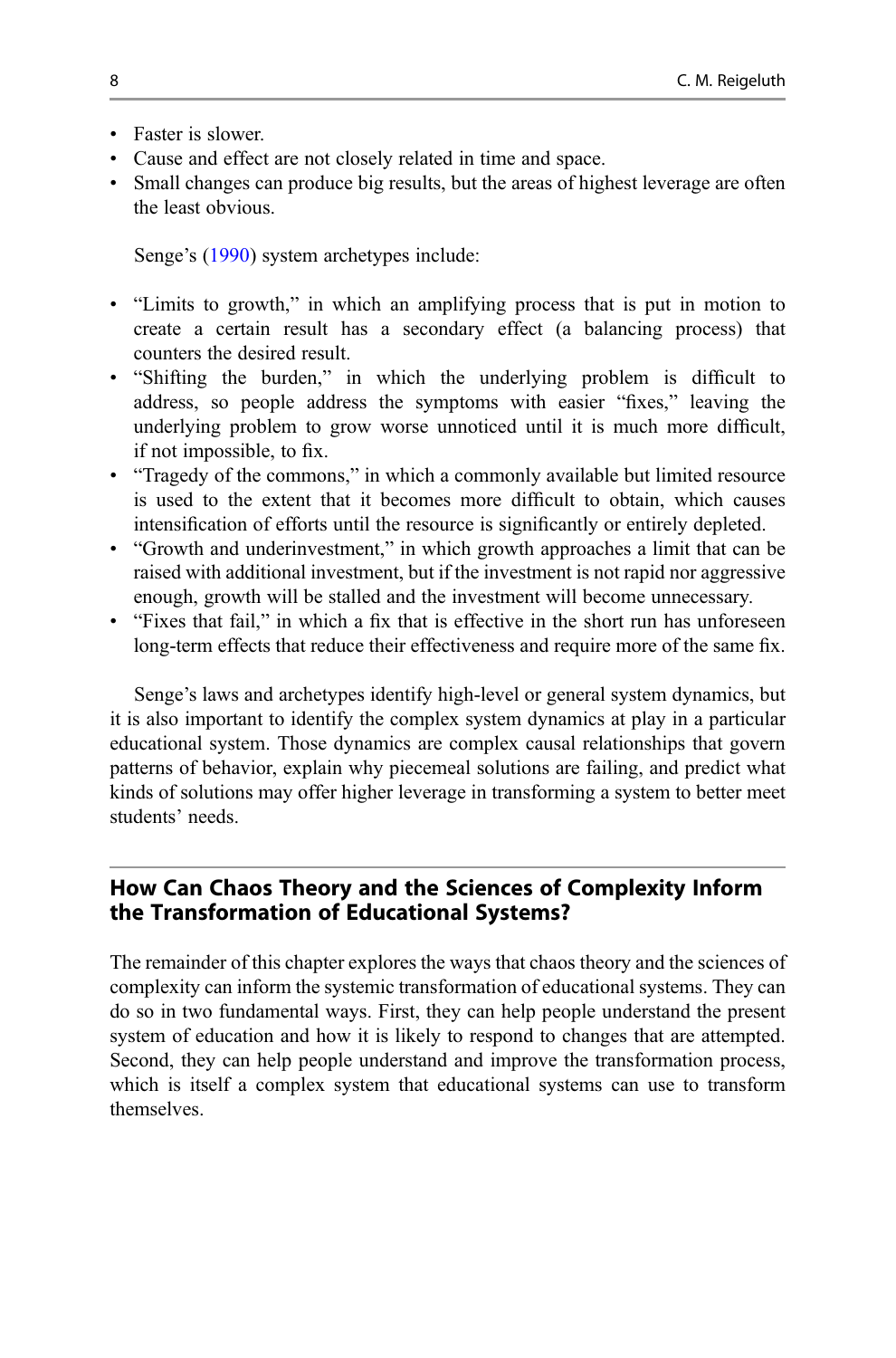- Faster is slower.
- Cause and effect are not closely related in time and space.
- Small changes can produce big results, but the areas of highest leverage are often the least obvious.

Senge's (1990) system archetypes include:

- "Limits to growth," in which an amplifying process that is put in motion to create a certain result has a secondary effect (a balancing process) that counters the desired result.
- "Shifting the burden," in which the underlying problem is difficult to address, so people address the symptoms with easier "fixes," leaving the underlying problem to grow worse unnoticed until it is much more difficult, if not impossible, to fix.
- "Tragedy of the commons," in which a commonly available but limited resource is used to the extent that it becomes more difficult to obtain, which causes intensification of efforts until the resource is significantly or entirely depleted.
- "Growth and underinvestment," in which growth approaches a limit that can be raised with additional investment, but if the investment is not rapid nor aggressive enough, growth will be stalled and the investment will become unnecessary.
- "Fixes that fail," in which a fix that is effective in the short run has unforeseen long-term effects that reduce their effectiveness and require more of the same fix.

Senge's laws and archetypes identify high-level or general system dynamics, but it is also important to identify the complex system dynamics at play in a particular educational system. Those dynamics are complex causal relationships that govern patterns of behavior, explain why piecemeal solutions are failing, and predict what kinds of solutions may offer higher leverage in transforming a system to better meet students' needs.

## How Can Chaos Theory and the Sciences of Complexity Inform the Transformation of Educational Systems?

The remainder of this chapter explores the ways that chaos theory and the sciences of complexity can inform the systemic transformation of educational systems. They can do so in two fundamental ways. First, they can help people understand the present system of education and how it is likely to respond to changes that are attempted. Second, they can help people understand and improve the transformation process, which is itself a complex system that educational systems can use to transform themselves.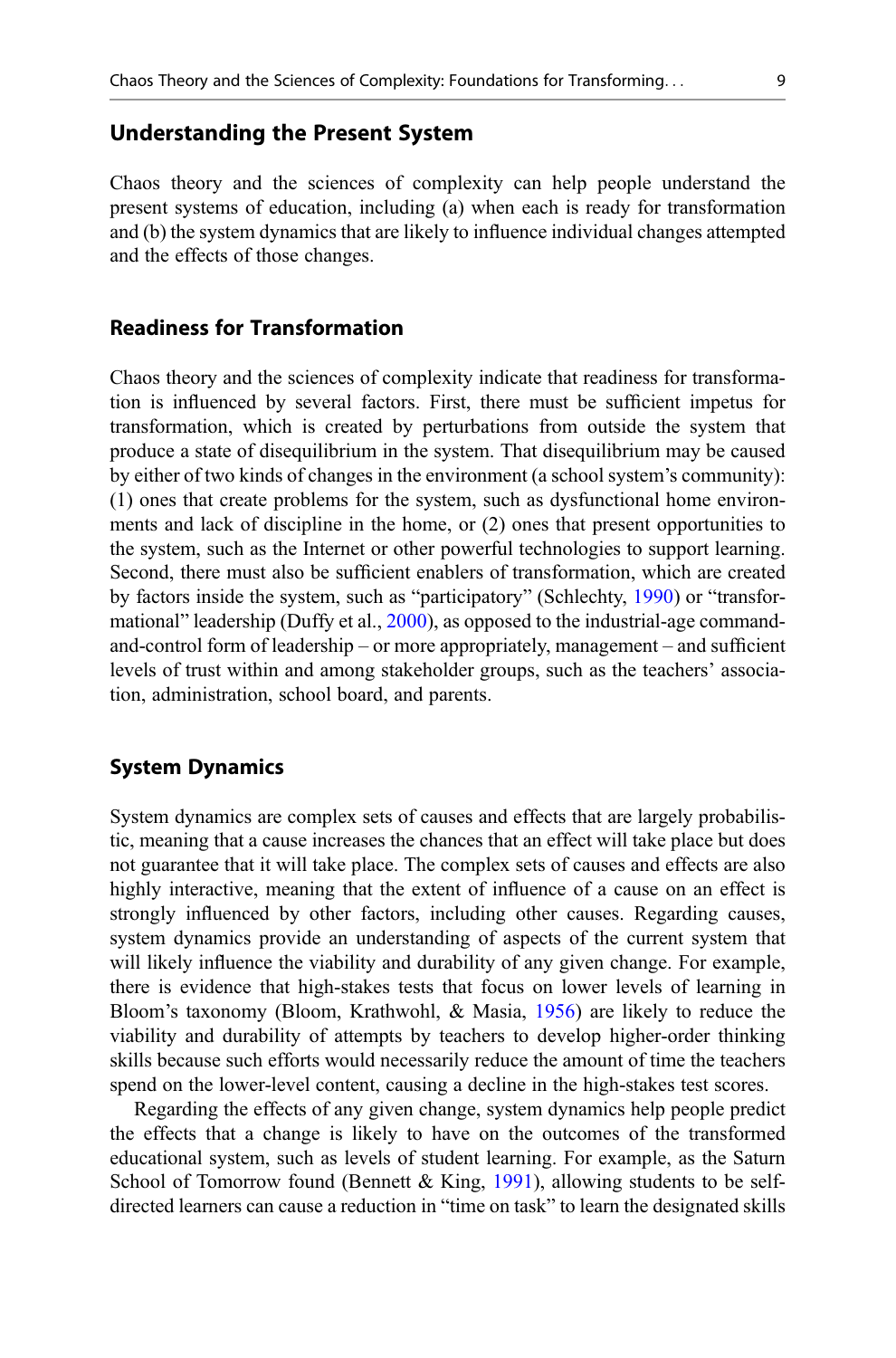## Understanding the Present System

Chaos theory and the sciences of complexity can help people understand the present systems of education, including (a) when each is ready for transformation and (b) the system dynamics that are likely to influence individual changes attempted and the effects of those changes.

## Readiness for Transformation

Chaos theory and the sciences of complexity indicate that readiness for transformation is influenced by several factors. First, there must be sufficient impetus for transformation, which is created by perturbations from outside the system that produce a state of disequilibrium in the system. That disequilibrium may be caused by either of two kinds of changes in the environment (a school system's community): (1) ones that create problems for the system, such as dysfunctional home environments and lack of discipline in the home, or (2) ones that present opportunities to the system, such as the Internet or other powerful technologies to support learning. Second, there must also be sufficient enablers of transformation, which are created by factors inside the system, such as "participatory" (Schlechty, 1990) or "transformational" leadership (Duffy et al., 2000), as opposed to the industrial-age command-and-control form of leadership – or more appropriately, management – and sufficient levels of trust within and among stakeholder groups, such as the teachers' association, administration, school board, and parents.

## System Dynamics

System dynamics are complex sets of causes and effects that are largely probabilistic, meaning that a cause increases the chances that an effect will take place but does not guarantee that it will take place. The complex sets of causes and effects are also highly interactive, meaning that the extent of influence of a cause on an effect is strongly influenced by other factors, including other causes. Regarding causes, system dynamics provide an understanding of aspects of the current system that will likely influence the viability and durability of any given change. For example, there is evidence that high-stakes tests that focus on lower levels of learning in Bloom's taxonomy (Bloom, Krathwohl, & Masia, 1956) are likely to reduce the viability and durability of attempts by teachers to develop higher-order thinking skills because such efforts would necessarily reduce the amount of time the teachers spend on the lower-level content, causing a decline in the high-stakes test scores.

Regarding the effects of any given change, system dynamics help people predict the effects that a change is likely to have on the outcomes of the transformed educational system, such as levels of student learning. For example, as the Saturn School of Tomorrow found (Bennett & King, 1991), allowing students to be self-directed learners can cause a reduction in "time on task" to learn the designated skills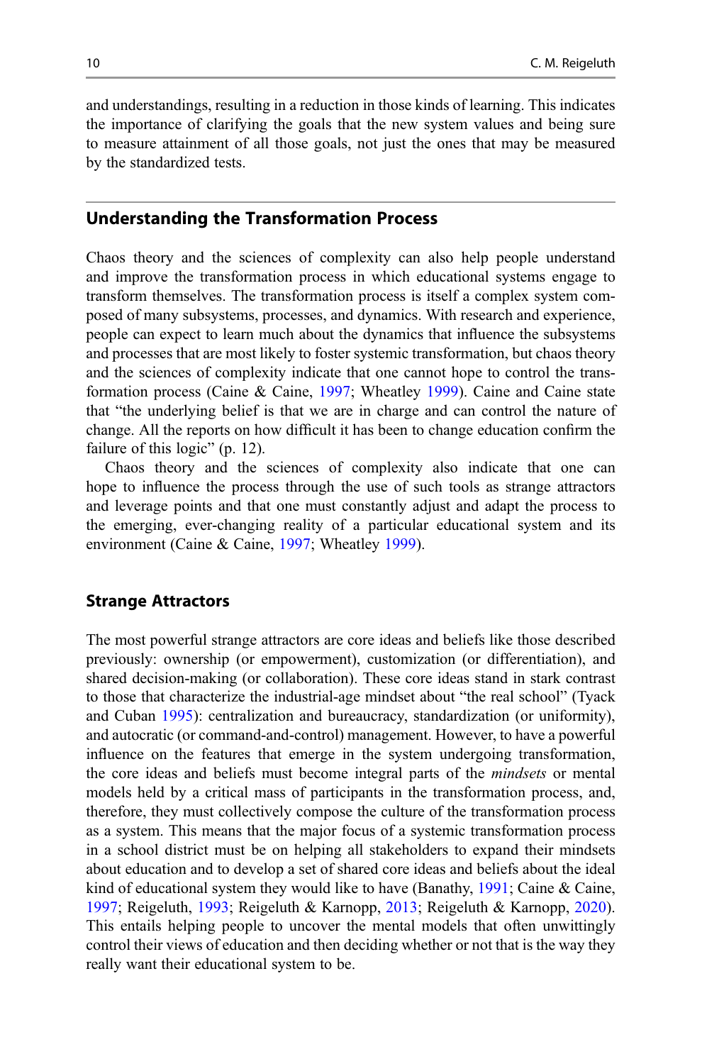and understandings, resulting in a reduction in those kinds of learning. This indicates the importance of clarifying the goals that the new system values and being sure to measure attainment of all those goals, not just the ones that may be measured by the standardized tests.

## Understanding the Transformation Process

Chaos theory and the sciences of complexity can also help people understand and improve the transformation process in which educational systems engage to transform themselves. The transformation process is itself a complex system composed of many subsystems, processes, and dynamics. With research and experience, people can expect to learn much about the dynamics that influence the subsystems and processes that are most likely to foster systemic transformation, but chaos theory and the sciences of complexity indicate that one cannot hope to control the transformation process (Caine & Caine, 1997; Wheatley 1999). Caine and Caine state that "the underlying belief is that we are in charge and can control the nature of change. All the reports on how difficult it has been to change education confirm the failure of this logic" (p. 12).

Chaos theory and the sciences of complexity also indicate that one can hope to influence the process through the use of such tools as strange attractors and leverage points and that one must constantly adjust and adapt the process to the emerging, ever-changing reality of a particular educational system and its environment (Caine & Caine, 1997; Wheatley 1999).

### Strange Attractors

The most powerful strange attractors are core ideas and beliefs like those described previously: ownership (or empowerment), customization (or differentiation), and shared decision-making (or collaboration). These core ideas stand in stark contrast to those that characterize the industrial-age mindset about "the real school" (Tyack and Cuban 1995): centralization and bureaucracy, standardization (or uniformity), and autocratic (or command-and-control) management. However, to have a powerful influence on the features that emerge in the system undergoing transformation, the core ideas and beliefs must become integral parts of the *mindsets* or mental models held by a critical mass of participants in the transformation process, and, therefore, they must collectively compose the culture of the transformation process as a system. This means that the major focus of a systemic transformation process in a school district must be on helping all stakeholders to expand their mindsets about education and to develop a set of shared core ideas and beliefs about the ideal kind of educational system they would like to have (Banathy, 1991; Caine & Caine, 1997; Reigeluth, 1993; Reigeluth & Karnopp, 2013; Reigeluth & Karnopp, 2020). This entails helping people to uncover the mental models that often unwittingly control their views of education and then deciding whether or not that is the way they really want their educational system to be.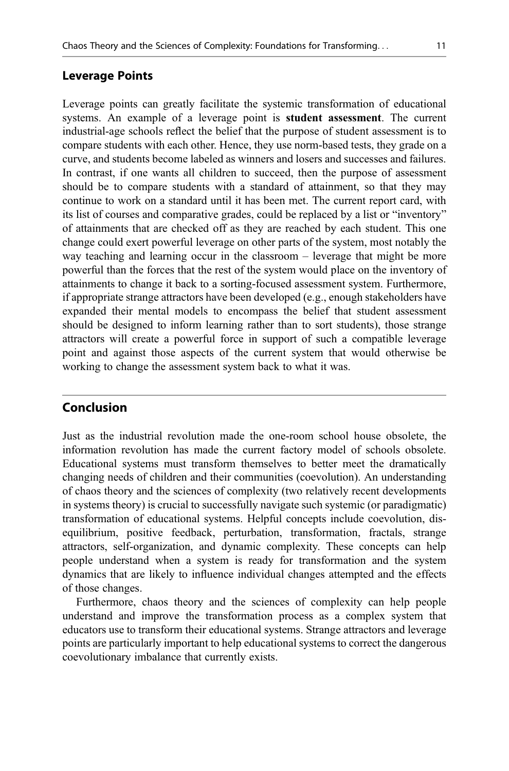## Leverage Points

Leverage points can greatly facilitate the systemic transformation of educational systems. An example of a leverage point is **student assessment**. The current industrial-age schools reflect the belief that the purpose of student assessment is to compare students with each other. Hence, they use norm-based tests, they grade on a curve, and students become labeled as winners and losers and successes and failures. In contrast, if one wants all children to succeed, then the purpose of assessment should be to compare students with a standard of attainment, so that they may continue to work on a standard until it has been met. The current report card, with its list of courses and comparative grades, could be replaced by a list or "inventory" of attainments that are checked off as they are reached by each student. This one change could exert powerful leverage on other parts of the system, most notably the way teaching and learning occur in the classroom – leverage that might be more powerful than the forces that the rest of the system would place on the inventory of attainments to change it back to a sorting-focused assessment system. Furthermore, if appropriate strange attractors have been developed (e.g., enough stakeholders have expanded their mental models to encompass the belief that student assessment should be designed to inform learning rather than to sort students), those strange attractors will create a powerful force in support of such a compatible leverage point and against those aspects of the current system that would otherwise be working to change the assessment system back to what it was.

## Conclusion

Just as the industrial revolution made the one-room school house obsolete, the information revolution has made the current factory model of schools obsolete. Educational systems must transform themselves to better meet the dramatically changing needs of children and their communities (coevolution). An understanding of chaos theory and the sciences of complexity (two relatively recent developments in systems theory) is crucial to successfully navigate such systemic (or paradigmatic) transformation of educational systems. Helpful concepts include coevolution, disequilibrium, positive feedback, perturbation, transformation, fractals, strange attractors, self-organization, and dynamic complexity. These concepts can help people understand when a system is ready for transformation and the system dynamics that are likely to influence individual changes attempted and the effects of those changes.

Furthermore, chaos theory and the sciences of complexity can help people understand and improve the transformation process as a complex system that educators use to transform their educational systems. Strange attractors and leverage points are particularly important to help educational systems to correct the dangerous coevolutionary imbalance that currently exists.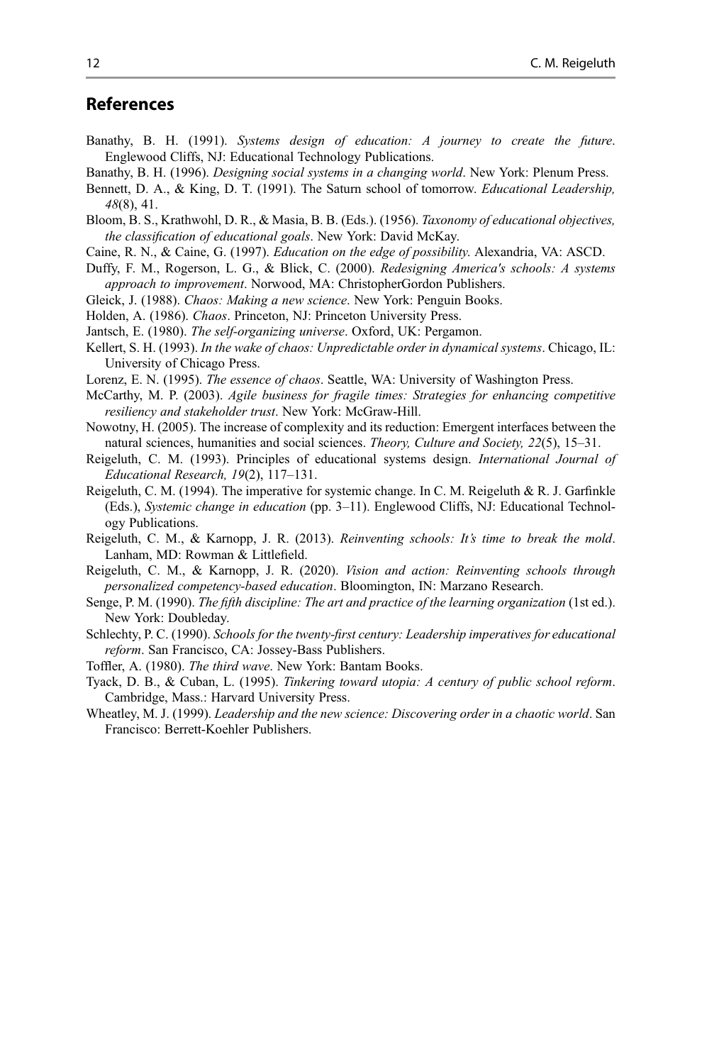## References

Banathy, B. H. (1991). *Systems design of education: A journey to create the future*. Englewood Cliffs, NJ: Educational Technology Publications.

Banathy, B. H. (1996). *Designing social systems in a changing world*. New York: Plenum Press.

Bennett, D. A., & King, D. T. (1991). The Saturn school of tomorrow. *Educational Leadership, 48*(8), 41.

Bloom, B. S., Krathwohl, D. R., & Masia, B. B. (Eds.). (1956). *Taxonomy of educational objectives, the classification of educational goals*. New York: David McKay.

Caine, R. N., & Caine, G. (1997). *Education on the edge of possibility*. Alexandria, VA: ASCD.

Duffy, F. M., Rogerson, L. G., & Blick, C. (2000). *Redesigning America's schools: A systems approach to improvement*. Norwood, MA: ChristopherGordon Publishers.

Gleick, J. (1988). *Chaos: Making a new science*. New York: Penguin Books.

Holden, A. (1986). *Chaos*. Princeton, NJ: Princeton University Press.

Jantsch, E. (1980). *The self-organizing universe*. Oxford, UK: Pergamon.

Kellert, S. H. (1993). *In the wake of chaos: Unpredictable order in dynamical systems*. Chicago, IL: University of Chicago Press.

Lorenz, E. N. (1995). *The essence of chaos*. Seattle, WA: University of Washington Press.

McCarthy, M. P. (2003). *Agile business for fragile times: Strategies for enhancing competitive resiliency and stakeholder trust*. New York: McGraw-Hill.

Nowotny, H. (2005). The increase of complexity and its reduction: Emergent interfaces between the natural sciences, humanities and social sciences. *Theory, Culture and Society, 22*(5), 15–31.

Reigeluth, C. M. (1993). Principles of educational systems design. *International Journal of Educational Research, 19*(2), 117–131.

Reigeluth, C. M. (1994). The imperative for systemic change. In C. M. Reigeluth & R. J. Garfinkle (Eds.), *Systemic change in education* (pp. 3–11). Englewood Cliffs, NJ: Educational Technology Publications.

Reigeluth, C. M., & Karnopp, J. R. (2013). *Reinventing schools: It's time to break the mold*. Lanham, MD: Rowman & Littlefield.

Reigeluth, C. M., & Karnopp, J. R. (2020). *Vision and action: Reinventing schools through personalized competency-based education*. Bloomington, IN: Marzano Research.

Senge, P. M. (1990). *The fifth discipline: The art and practice of the learning organization* (1st ed.). New York: Doubleday.

Schlechty, P. C. (1990). *Schools for the twenty-first century: Leadership imperatives for educational reform*. San Francisco, CA: Jossey-Bass Publishers.

Toffler, A. (1980). *The third wave*. New York: Bantam Books.

Tyack, D. B., & Cuban, L. (1995). *Tinkering toward utopia: A century of public school reform*. Cambridge, Mass.: Harvard University Press.

Wheatley, M. J. (1999). *Leadership and the new science: Discovering order in a chaotic world*. San Francisco: Berrett-Koehler Publishers.